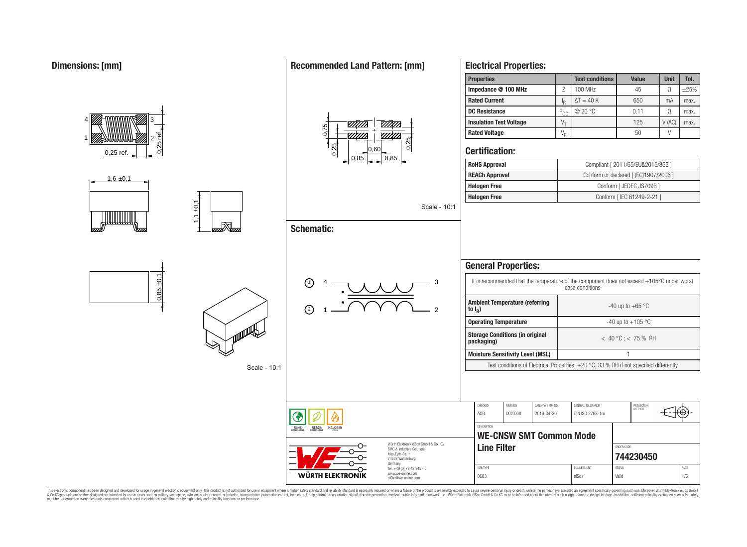## Dimensions: [mm]

4 3
1 2
0,25 ref.
0,25 ref.
1,6 ±0,1
1,1 ±0,1
0,85 ±0,1

Scale - 10:1

## Recommended Land Pattern: [mm]

0,75
0,25
0,60
0,85
0,85
0,25

Scale - 10:1

## Schematic:

① 4 — 3
② 1 — 2

## Electrical Properties:

| Properties | | Test conditions | Value | Unit | Tol. |
|---|---|---|---|---|---|
| Impedance @ 100 MHz | Z | 100 MHz | 45 | Ω | ±25% |
| Rated Current | $I_R$ | ΔT = 40 K | 650 | mA | max. |
| DC Resistance | $R_{DC}$ | @ 20 °C | 0.11 | Ω | max. |
| Insulation Test Voltage | $V_T$ | | 125 | V (AC) | max. |
| Rated Voltage | $V_R$ | | 50 | V | |

## Certification:

| | |
|---|---|
| RoHS Approval | Compliant [ 2011/65/EU&2015/863 ] |
| REACh Approval | Conform or declared [ (EC)1907/2006 ] |
| Halogen Free | Conform [ JEDEC JS709B ] |
| Halogen Free | Conform [ IEC 61249-2-21 ] |

## General Properties:

It is recommended that the temperature of the component does not exceed +105°C under worst case conditions

| | |
|---|---|
| Ambient Temperature (referring to $I_R$) | -40 up to +65 °C |
| Operating Temperature | -40 up to +105 °C |
| Storage Conditions (in original packaging) | < 40 °C ; < 75 % RH |
| Moisture Sensitivity Level (MSL) | 1 |

Test conditions of Electrical Properties: +20 °C, 33 % RH if not specified differently

| CHECKED | REVISION | DATE (YYYY-MM-DD) | GENERAL TOLERANCE | PROJECTION METHOD |
|---|---|---|---|---|
| ACG | 002.008 | 2019-04-30 | DIN ISO 2768-1m | |

DESCRIPTION
**WE-CNSW SMT Common Mode Line Filter**

ORDER CODE
**744230450**

| SIZE/TYPE | BUSINESS UNIT | STATUS | PAGE |
|---|---|---|---|
| 0603 | eiSos | Valid | 1/6 |

RoHS COMPLIANT | REACh COMPLIANT | HALOGEN FREE

WÜRTH ELEKTRONIK

Würth Elektronik eiSos GmbH & Co. KG
EMC & Inductive Solutions
Max-Eyth-Str. 1
74638 Waldenburg
Germany
Tel. +49 (0) 79 42 945 - 0
www.we-online.com
eiSos@we-online.com

This electronic component has been designed and developed for usage in general electronic equipment only. This product is not authorized for use in equipment where a higher safety standard and reliability standard is especially required or where a failure of the product is reasonably expected to cause severe personal injury or death, unless the parties have executed an agreement specifically governing such use. Moreover Würth Elektronik eiSos GmbH & Co KG products are neither designed nor intended for use in areas such as military, aerospace, aviation, nuclear control, submarine, transportation (automotive control, train control, ship control), transportation signal, disaster prevention, medical, public information network etc.. Würth Elektronik eiSos GmbH & Co KG must be informed about the intent of such usage before the design-in stage. In addition, sufficient reliability evaluation checks for safety must be performed on every electronic component which is used in electrical circuits that require high safety and reliability functions or performance.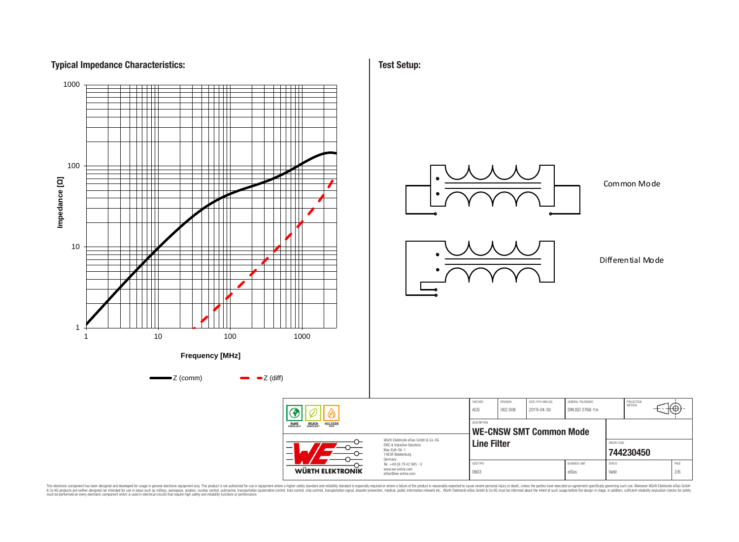## Typical Impedance Characteristics:

Impedance [Ω]

1000

100

10

1

1 10 100 1000

Frequency [MHz]

Z (comm) Z (diff)

## Test Setup:

Common Mode

Differential Mode

| CHECKED | REVISION | DATE (YYYY-MM-DD) | GENERAL TOLERANCE | PROJECTION METHOD |
|---|---|---|---|---|
| ACG | 002.008 | 2019-04-30 | DIN ISO 2768-1m | |

DESCRIPTION

**WE-CNSW SMT Common Mode Line Filter**

ORDER CODE

**744230450**

| SIZE/TYPE | BUSINESS UNIT | STATUS | PAGE |
|---|---|---|---|
| 0603 | eiSos | Valid | 2/6 |

RoHS COMPLIANT REACh COMPLIANT HALOGEN FREE

WÜRTH ELEKTRONIK

Würth Elektronik eiSos GmbH & Co. KG
EMC & Inductive Solutions
Max-Eyth-Str. 1
74638 Waldenburg
Germany
Tel. +49 (0) 79 42 945 - 0
www.we-online.com
eiSos@we-online.com

This electronic component has been designed and developed for usage in general electronic equipment only. This product is not authorized for use in equipment where a higher safety standard and reliability standard is especially required or where a failure of the product is reasonably expected to cause severe personal injury or death, unless the parties have executed an agreement specifically governing such use. Moreover Würth Elektronik eiSos GmbH & Co KG products are neither designed nor intended for use in areas such as military, aerospace, aviation, nuclear control, submarine, transportation (automotive control, train control, ship control), transportation signal, disaster prevention, medical, public information network etc.. Würth Elektronik eiSos GmbH & Co KG must be informed about the intent of such usage before the design-in stage. In addition, sufficient reliability evaluation checks for safety must be performed on every electronic component which is used in electrical circuits that require high safety and reliability functions or performance.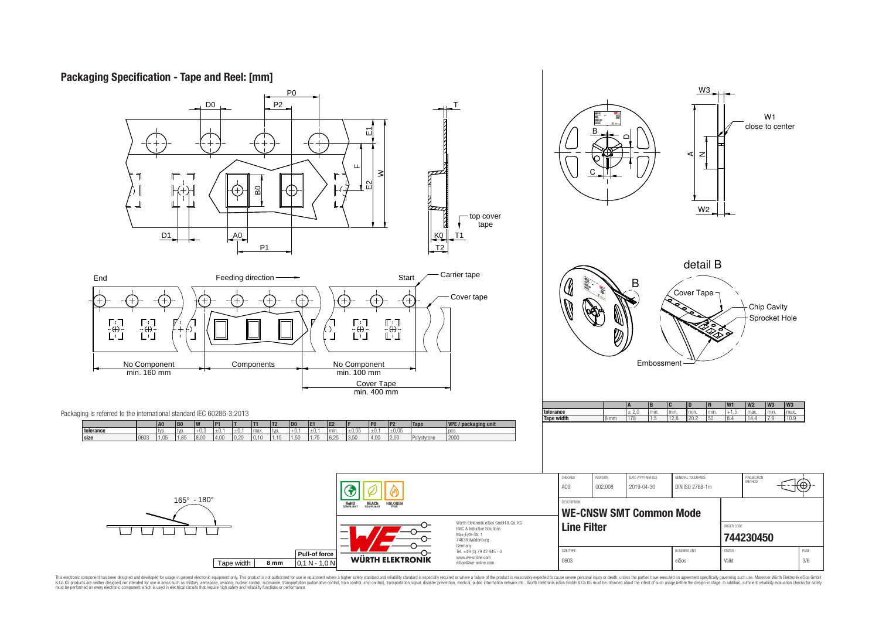## Packaging Specification - Tape and Reel: [mm]

P0, D0, P2, T, E1, F, E2, W, B0, D1, A0, P1, K0, T1, T2, top cover tape

End — Feeding direction — Start — Carrier tape — Cover tape

No Component min. 160 mm | Components | No Component min. 100 mm | Cover Tape min. 400 mm

Packaging is referred to the international standard IEC 60286-3:2013

| | | A0 | B0 | W | P1 | T | T1 | T2 | D0 | E1 | E2 | F | P0 | P2 | Tape | VPE / packaging unit |
|---|---|---|---|---|---|---|---|---|---|---|---|---|---|---|---|---|
| tolerance | | typ. | typ. | +0,3 | ±0,1 | ±0,1 | max. | typ. | +0,1 | ±0,1 | min. | ±0,05 | ±0,1 | ±0,05 | | pcs. |
| size | 0603 | 1,05 | 1,85 | 8,00 | 4,00 | 0,20 | 0,10 | 1,15 | 1,50 | 1,75 | 6,25 | 3,50 | 4,00 | 2,00 | Polystyrene | 2000 |

W3, W1 close to center, B, D, C, A, N, W2

detail B

B, Cover Tape, Chip Cavity, Sprocket Hole, Embossment

| | | A | B | C | D | N | W1 | W2 | W3 | W3 |
|---|---|---|---|---|---|---|---|---|---|---|
| tolerance | | ± 2,0 | min. | min. | min. | min. | +1,5 | max. | min. | max. |
| Tape width | 8 mm | 178 | 1,5 | 12,8 | 20,2 | 50 | 8,4 | 14,4 | 7,9 | 10,9 |

165° - 180°

| Tape width | 8 mm | Pull-of force 0,1 N - 1,0 N |
|---|---|---|

RoHS COMPLIANT | REACh COMPLIANT | HALOGEN FREE

WÜRTH ELEKTRONIK

Würth Elektronik eiSos GmbH & Co. KG
EMC & Inductive Solutions
Max-Eyth-Str. 1
74638 Waldenburg
Germany
Tel. +49 (0) 79 42 945 - 0
www.we-online.com
eiSos@we-online.com

| CHECKED | REVISION | DATE (YYYY-MM-DD) | GENERAL TOLERANCE | PROJECTION METHOD |
|---|---|---|---|---|
| ACG | 002.008 | 2019-04-30 | DIN ISO 2768-1m | |

DESCRIPTION

**WE-CNSW SMT Common Mode Line Filter**

ORDER CODE: **744230450**

| SIZE/TYPE | BUSINESS UNIT | STATUS | PAGE |
|---|---|---|---|
| 0603 | eiSos | Valid | 3/6 |

This electronic component has been designed and developed for usage in general electronic equipment only. This product is not authorized for use in equipment where a higher safety standard and reliability standard is especially required or where a failure of the product is reasonably expected to cause severe personal injury or death, unless the parties have executed an agreement specifically governing such use. Moreover Würth Elektronik eiSos GmbH & Co KG products are neither designed nor intended for use in areas such as military, aerospace, aviation, nuclear control, submarine, transportation (automotive control, train control, ship control), transportation signal, disaster prevention, medical, public information network etc.. Würth Elektronik eiSos GmbH & Co KG must be informed about the intent of such usage before the design-in stage. In addition, sufficient reliability evaluation checks for safety must be performed on every electronic component which is used in electrical circuits that require high safety and reliability functions or performance.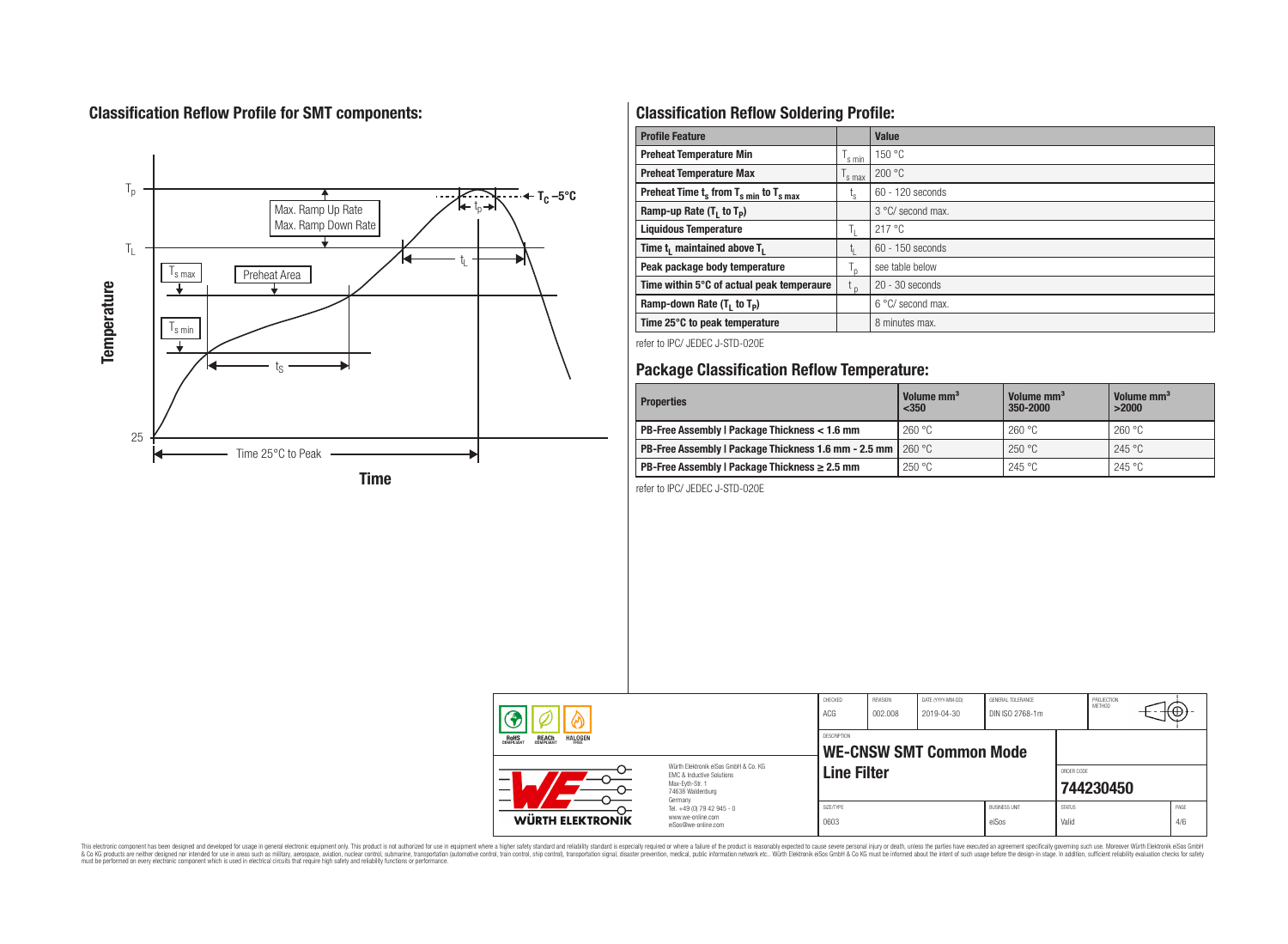## Classification Reflow Profile for SMT components:

## Classification Reflow Soldering Profile:

| Profile Feature | | Value |
|---|---|---|
| Preheat Temperature Min | $T_{s\ min}$ | 150 °C |
| Preheat Temperature Max | $T_{s\ max}$ | 200 °C |
| Preheat Time $t_s$ from $T_{s\ min}$ to $T_{s\ max}$ | $t_s$ | 60 - 120 seconds |
| Ramp-up Rate ($T_L$ to $T_P$) | | 3 °C/ second max. |
| Liquidous Temperature | $T_L$ | 217 °C |
| Time $t_L$ maintained above $T_L$ | $t_L$ | 60 - 150 seconds |
| Peak package body temperature | $T_p$ | see table below |
| Time within 5°C of actual peak temperaure | $t_p$ | 20 - 30 seconds |
| Ramp-down Rate ($T_L$ to $T_P$) | | 6 °C/ second max. |
| Time 25°C to peak temperature | | 8 minutes max. |

refer to IPC/ JEDEC J-STD-020E

## Package Classification Reflow Temperature:

| Properties | Volume mm³ <350 | Volume mm³ 350-2000 | Volume mm³ >2000 |
|---|---|---|---|
| PB-Free Assembly \| Package Thickness < 1.6 mm | 260 °C | 260 °C | 260 °C |
| PB-Free Assembly \| Package Thickness 1.6 mm - 2.5 mm | 260 °C | 250 °C | 245 °C |
| PB-Free Assembly \| Package Thickness ≥ 2.5 mm | 250 °C | 245 °C | 245 °C |

refer to IPC/ JEDEC J-STD-020E

| CHECKED | REVISION | DATE (YYYY-MM-DD) | GENERAL TOLERANCE | PROJECTION METHOD |
|---|---|---|---|---|
| ACG | 002.008 | 2019-04-30 | DIN ISO 2768-1m | |

DESCRIPTION: **WE-CNSW SMT Common Mode Line Filter**

ORDER CODE: **744230450**

| SIZE/TYPE | BUSINESS UNIT | STATUS | PAGE |
|---|---|---|---|
| 0603 | eiSos | Valid | 4/6 |

Würth Elektronik eiSos GmbH & Co. KG
EMC & Inductive Solutions
Max-Eyth-Str. 1
74638 Waldenburg
Germany
Tel. +49 (0) 79 42 945 - 0
www.we-online.com
eiSos@we-online.com

This electronic component has been designed and developed for usage in general electronic equipment only. This product is not authorized for use in equipment where a higher safety standard and reliability standard is especially required or where a failure of the product is reasonably expected to cause severe personal injury or death, unless the parties have executed an agreement specifically governing such use. Moreover Würth Elektronik eiSos GmbH & Co KG products are neither designed nor intended for use in areas such as military, aerospace, aviation, nuclear control, submarine, transportation (automotive control, train control, ship control), transportation signal, disaster prevention, medical, public information network etc.. Würth Elektronik eiSos GmbH & Co KG must be informed about the intent of such usage before the design-in stage. In addition, sufficient reliability evaluation checks for safety must be performed on every electronic component which is used in electrical circuits that require high safety and reliability functions or performance.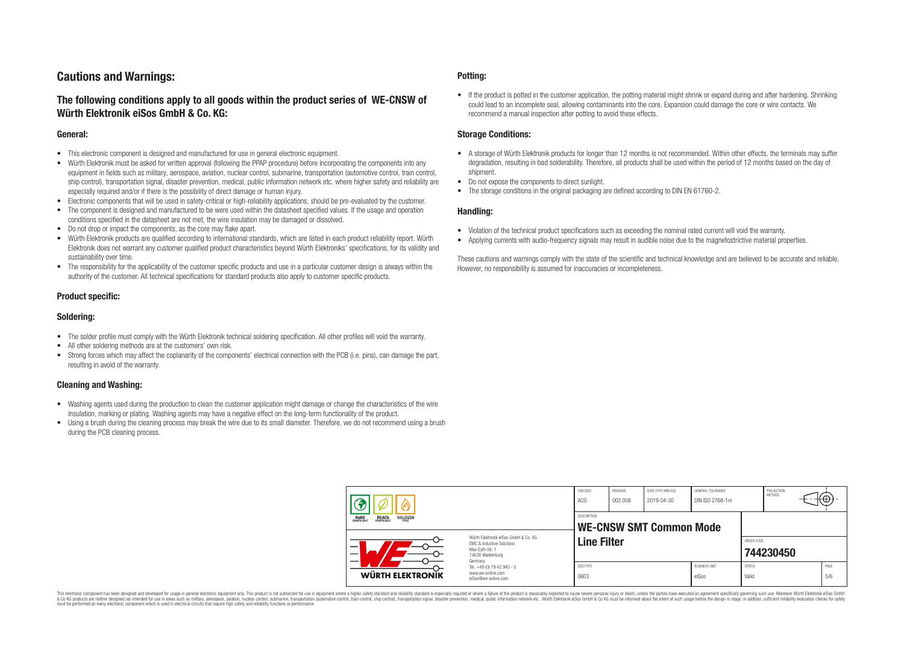# Cautions and Warnings:

## The following conditions apply to all goods within the product series of WE-CNSW of Würth Elektronik eiSos GmbH & Co. KG:

### General:

- This electronic component is designed and manufactured for use in general electronic equipment.
- Würth Elektronik must be asked for written approval (following the PPAP procedure) before incorporating the components into any equipment in fields such as military, aerospace, aviation, nuclear control, submarine, transportation (automotive control, train control, ship control), transportation signal, disaster prevention, medical, public information network etc. where higher safety and reliability are especially required and/or if there is the possibility of direct damage or human injury.
- Electronic components that will be used in safety-critical or high-reliability applications, should be pre-evaluated by the customer.
- The component is designed and manufactured to be were used within the datasheet specified values. If the usage and operation conditions specified in the datasheet are not met, the wire insulation may be damaged or dissolved.
- Do not drop or impact the components, as the core may flake apart.
- Würth Elektronik products are qualified according to international standards, which are listed in each product reliability report. Würth Elektronik does not warrant any customer qualified product characteristics beyond Würth Elektroniks' specifications, for its validity and sustainability over time.
- The responsibility for the applicability of the customer specific products and use in a particular customer design is always within the authority of the customer. All technical specifications for standard products also apply to customer specific products.

### Product specific:

### Soldering:

- The solder profile must comply with the Würth Elektronik technical soldering specification. All other profiles will void the warranty.
- All other soldering methods are at the customers' own risk.
- Strong forces which may affect the coplanarity of the components' electrical connection with the PCB (i.e. pins), can damage the part, resulting in avoid of the warranty.

### Cleaning and Washing:

- Washing agents used during the production to clean the customer application might damage or change the characteristics of the wire insulation, marking or plating. Washing agents may have a negative effect on the long-term functionality of the product.
- Using a brush during the cleaning process may break the wire due to its small diameter. Therefore, we do not recommend using a brush during the PCB cleaning process.

### Potting:

- If the product is potted in the customer application, the potting material might shrink or expand during and after hardening. Shrinking could lead to an incomplete seal, allowing contaminants into the core. Expansion could damage the core or wire contacts. We recommend a manual inspection after potting to avoid these effects.

### Storage Conditions:

- A storage of Würth Elektronik products for longer than 12 months is not recommended. Within other effects, the terminals may suffer degradation, resulting in bad solderability. Therefore, all products shall be used within the period of 12 months based on the day of shipment.
- Do not expose the components to direct sunlight.
- The storage conditions in the original packaging are defined according to DIN EN 61760-2.

### Handling:

- Violation of the technical product specifications such as exceeding the nominal rated current will void the warranty.
- Applying currents with audio-frequency signals may result in audible noise due to the magnetostrictive material properties.

These cautions and warnings comply with the state of the scientific and technical knowledge and are believed to be accurate and reliable. However, no responsibility is assumed for inaccuracies or incompleteness.

| CHECKED | REVISION | DATE (YYYY-MM-DD) | GENERAL TOLERANCE | PROJECTION METHOD |
|---|---|---|---|---|
| ACG | 002.008 | 2019-04-30 | DIN ISO 2768-1m | |

DESCRIPTION: **WE-CNSW SMT Common Mode Line Filter**

ORDER CODE: **744230450**

| SIZE/TYPE | BUSINESS UNIT | STATUS | PAGE |
|---|---|---|---|
| 0603 | eiSos | Valid | 5/6 |

Würth Elektronik eiSos GmbH & Co. KG
EMC & Inductive Solutions
Max-Eyth-Str. 1
74638 Waldenburg
Germany
Tel. +49 (0) 79 42 945 - 0
www.we-online.com
eiSos@we-online.com

This electronic component has been designed and developed for usage in general electronic equipment only. This product is not authorized for use in equipment where a higher safety standard and reliability standard is especially required or where a failure of the product is reasonably expected to cause severe personal injury or death, unless the parties have executed an agreement specifically governing such use. Moreover Würth Elektronik eiSos GmbH & Co KG products are neither designed nor intended for use in areas such as military, aerospace, aviation, nuclear control, submarine, transportation (automotive control, train control, ship control), transportation signal, disaster prevention, medical, public information network etc.. Würth Elektronik eiSos GmbH & Co KG must be informed about the intent of such usage before the design-in stage. In addition, sufficient reliability evaluation checks for safety must be performed on every electronic component which is used in electrical circuits that require high safety and reliability functions or performance.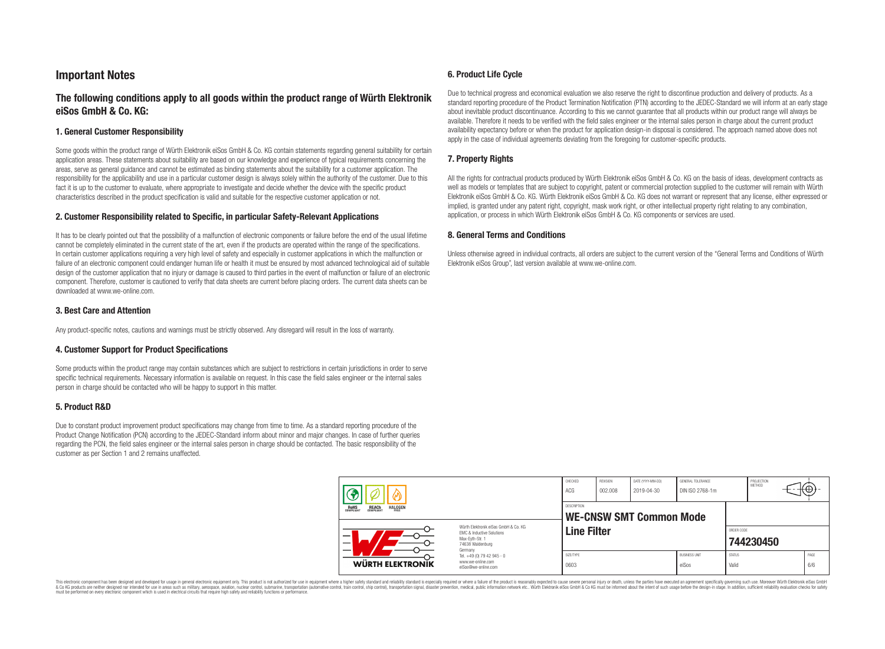# Important Notes

## The following conditions apply to all goods within the product range of Würth Elektronik eiSos GmbH & Co. KG:

### 1. General Customer Responsibility

Some goods within the product range of Würth Elektronik eiSos GmbH & Co. KG contain statements regarding general suitability for certain application areas. These statements about suitability are based on our knowledge and experience of typical requirements concerning the areas, serve as general guidance and cannot be estimated as binding statements about the suitability for a customer application. The responsibility for the applicability and use in a particular customer design is always solely within the authority of the customer. Due to this fact it is up to the customer to evaluate, where appropriate to investigate and decide whether the device with the specific product characteristics described in the product specification is valid and suitable for the respective customer application or not.

### 2. Customer Responsibility related to Specific, in particular Safety-Relevant Applications

It has to be clearly pointed out that the possibility of a malfunction of electronic components or failure before the end of the usual lifetime cannot be completely eliminated in the current state of the art, even if the products are operated within the range of the specifications. In certain customer applications requiring a very high level of safety and especially in customer applications in which the malfunction or failure of an electronic component could endanger human life or health it must be ensured by most advanced technological aid of suitable design of the customer application that no injury or damage is caused to third parties in the event of malfunction or failure of an electronic component. Therefore, customer is cautioned to verify that data sheets are current before placing orders. The current data sheets can be downloaded at www.we-online.com.

### 3. Best Care and Attention

Any product-specific notes, cautions and warnings must be strictly observed. Any disregard will result in the loss of warranty.

### 4. Customer Support for Product Specifications

Some products within the product range may contain substances which are subject to restrictions in certain jurisdictions in order to serve specific technical requirements. Necessary information is available on request. In this case the field sales engineer or the internal sales person in charge should be contacted who will be happy to support in this matter.

### 5. Product R&D

Due to constant product improvement product specifications may change from time to time. As a standard reporting procedure of the Product Change Notification (PCN) according to the JEDEC-Standard inform about minor and major changes. In case of further queries regarding the PCN, the field sales engineer or the internal sales person in charge should be contacted. The basic responsibility of the customer as per Section 1 and 2 remains unaffected.

### 6. Product Life Cycle

Due to technical progress and economical evaluation we also reserve the right to discontinue production and delivery of products. As a standard reporting procedure of the Product Termination Notification (PTN) according to the JEDEC-Standard we will inform at an early stage about inevitable product discontinuance. According to this we cannot guarantee that all products within our product range will always be available. Therefore it needs to be verified with the field sales engineer or the internal sales person in charge about the current product availability expectancy before or when the product for application design-in disposal is considered. The approach named above does not apply in the case of individual agreements deviating from the foregoing for customer-specific products.

### 7. Property Rights

All the rights for contractual products produced by Würth Elektronik eiSos GmbH & Co. KG on the basis of ideas, development contracts as well as models or templates that are subject to copyright, patent or commercial protection supplied to the customer will remain with Würth Elektronik eiSos GmbH & Co. KG. Würth Elektronik eiSos GmbH & Co. KG does not warrant or represent that any license, either expressed or implied, is granted under any patent right, copyright, mask work right, or other intellectual property right relating to any combination, application, or process in which Würth Elektronik eiSos GmbH & Co. KG components or services are used.

### 8. General Terms and Conditions

Unless otherwise agreed in individual contracts, all orders are subject to the current version of the "General Terms and Conditions of Würth Elektronik eiSos Group", last version available at www.we-online.com.

| | | | | | | |
|---|---|---|---|---|---|---|
| CHECKED ACG | REVISION 002.008 | DATE (YYYY-MM-DD) 2019-04-30 | GENERAL TOLERANCE DIN ISO 2768-1m | | PROJECTION METHOD | |
| DESCRIPTION **WE-CNSW SMT Common Mode Line Filter** | | | | ORDER CODE **744230450** | | |
| SIZE/TYPE 0603 | | | BUSINESS UNIT eiSos | STATUS Valid | | PAGE 6/6 |

Würth Elektronik eiSos GmbH & Co. KG
EMC & Inductive Solutions
Max-Eyth-Str. 1
74638 Waldenburg
Germany
Tel. +49 (0) 79 42 945 - 0
www.we-online.com
eiSos@we-online.com

This electronic component has been designed and developed for usage in general electronic equipment only. This product is not authorized for use in equipment where a higher safety standard and reliability standard is especially required or where a failure of the product is reasonably expected to cause severe personal injury or death, unless the parties have executed an agreement specifically governing such use. Moreover Würth Elektronik eiSos GmbH & Co KG products are neither designed nor intended for use in areas such as military, aerospace, aviation, nuclear control, submarine, transportation (automotive control, train control, ship control), transportation signal, disaster prevention, medical, public information network etc.. Würth Elektronik eiSos GmbH & Co KG must be informed about the intent of such usage before the design-in stage. In addition, sufficient reliability evaluation checks for safety must be performed on every electronic component which is used in electrical circuits that require high safety and reliability functions or performance.